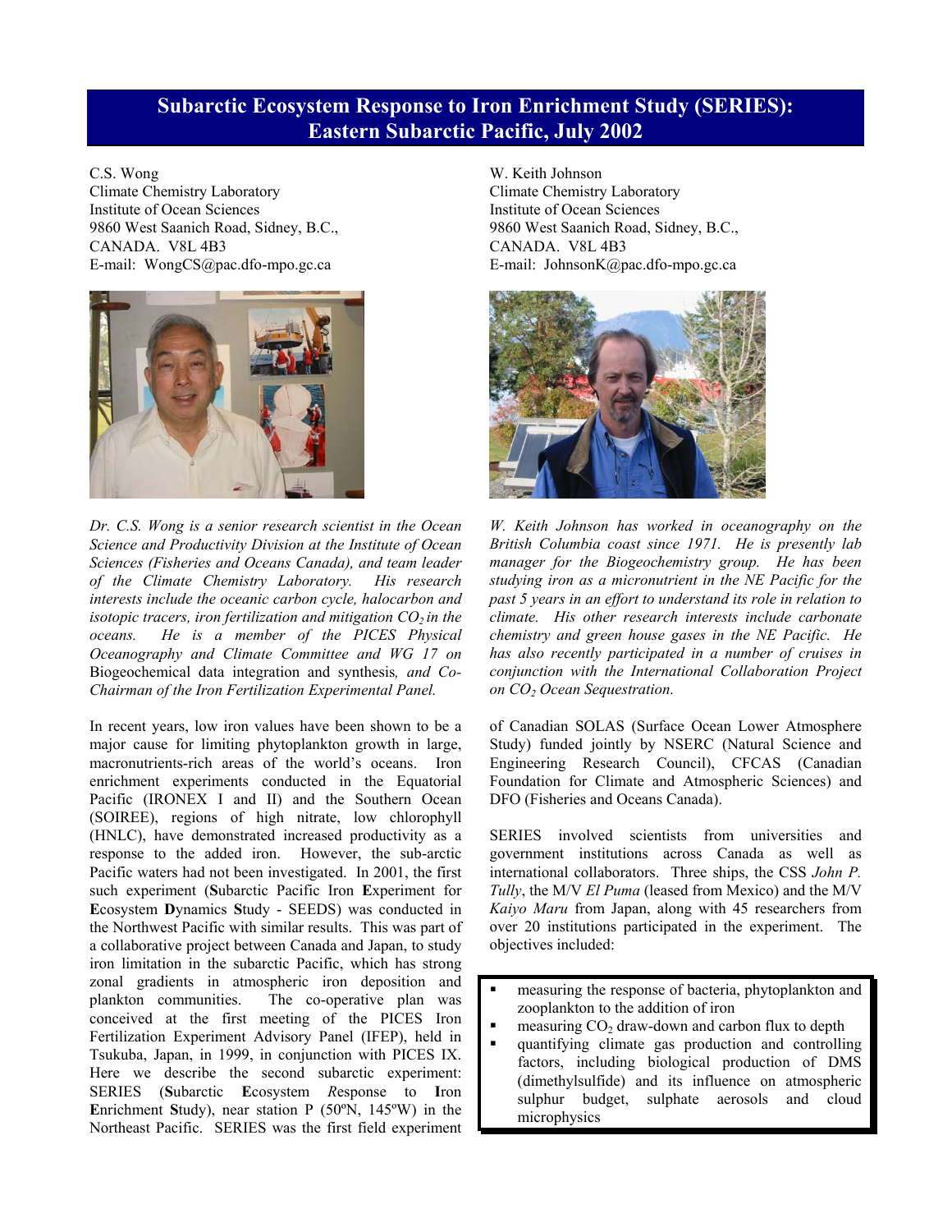# Subarctic Ecosystem Response to Iron Enrichment Study (SERIES): Eastern Subarctic Pacific, July 2002

C.S. Wong
Climate Chemistry Laboratory
Institute of Ocean Sciences
9860 West Saanich Road, Sidney, B.C.,
CANADA. V8L 4B3
E-mail: WongCS@pac.dfo-mpo.gc.ca

*Dr. C.S. Wong is a senior research scientist in the Ocean Science and Productivity Division at the Institute of Ocean Sciences (Fisheries and Oceans Canada), and team leader of the Climate Chemistry Laboratory. His research interests include the oceanic carbon cycle, halocarbon and isotopic tracers, iron fertilization and mitigation $CO_2$ in the oceans. He is a member of the PICES Physical Oceanography and Climate Committee and WG 17 on* Biogeochemical data integration and synthesis*, and Co-Chairman of the Iron Fertilization Experimental Panel.*

W. Keith Johnson
Climate Chemistry Laboratory
Institute of Ocean Sciences
9860 West Saanich Road, Sidney, B.C.,
CANADA. V8L 4B3
E-mail: JohnsonK@pac.dfo-mpo.gc.ca

*W. Keith Johnson has worked in oceanography on the British Columbia coast since 1971. He is presently lab manager for the Biogeochemistry group. He has been studying iron as a micronutrient in the NE Pacific for the past 5 years in an effort to understand its role in relation to climate. His other research interests include carbonate chemistry and green house gases in the NE Pacific. He has also recently participated in a number of cruises in conjunction with the International Collaboration Project on $CO_2$ Ocean Sequestration.*

In recent years, low iron values have been shown to be a major cause for limiting phytoplankton growth in large, macronutrients-rich areas of the world's oceans. Iron enrichment experiments conducted in the Equatorial Pacific (IRONEX I and II) and the Southern Ocean (SOIREE), regions of high nitrate, low chlorophyll (HNLC), have demonstrated increased productivity as a response to the added iron. However, the sub-arctic Pacific waters had not been investigated. In 2001, the first such experiment (**S**ubarctic Pacific Iron **E**xperiment for **E**cosystem **D**ynamics **S**tudy - SEEDS) was conducted in the Northwest Pacific with similar results. This was part of a collaborative project between Canada and Japan, to study iron limitation in the subarctic Pacific, which has strong zonal gradients in atmospheric iron deposition and plankton communities. The co-operative plan was conceived at the first meeting of the PICES Iron Fertilization Experiment Advisory Panel (IFEP), held in Tsukuba, Japan, in 1999, in conjunction with PICES IX. Here we describe the second subarctic experiment: SERIES (**S**ubarctic **E**cosystem *R*esponse to **I**ron **E**nrichment **S**tudy), near station P (50ºN, 145ºW) in the Northeast Pacific. SERIES was the first field experiment of Canadian SOLAS (Surface Ocean Lower Atmosphere Study) funded jointly by NSERC (Natural Science and Engineering Research Council), CFCAS (Canadian Foundation for Climate and Atmospheric Sciences) and DFO (Fisheries and Oceans Canada).

SERIES involved scientists from universities and government institutions across Canada as well as international collaborators. Three ships, the CSS *John P. Tully*, the M/V *El Puma* (leased from Mexico) and the M/V *Kaiyo Maru* from Japan, along with 45 researchers from over 20 institutions participated in the experiment. The objectives included:

- measuring the response of bacteria, phytoplankton and zooplankton to the addition of iron
- measuring $CO_2$ draw-down and carbon flux to depth
- quantifying climate gas production and controlling factors, including biological production of DMS (dimethylsulfide) and its influence on atmospheric sulphur budget, sulphate aerosols and cloud microphysics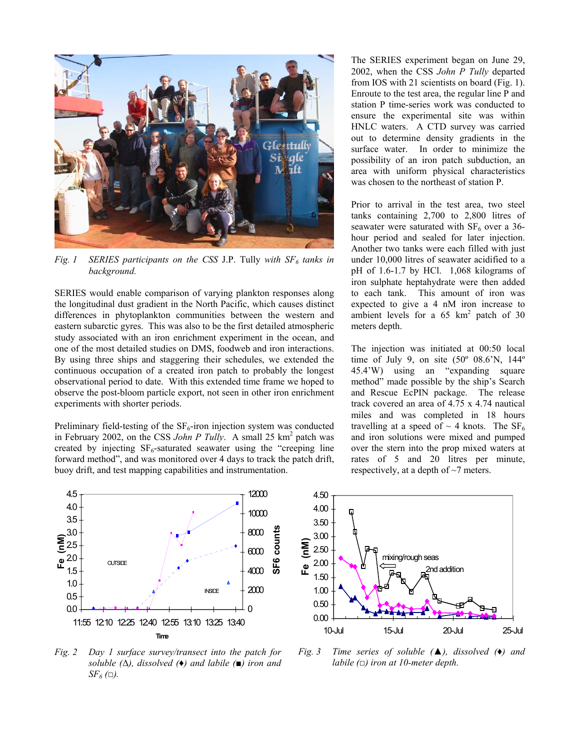*Fig. 1 SERIES participants on the CSS* J.P. Tully *with $SF_6$ tanks in background.*

SERIES would enable comparison of varying plankton responses along the longitudinal dust gradient in the North Pacific, which causes distinct differences in phytoplankton communities between the western and eastern subarctic gyres. This was also to be the first detailed atmospheric study associated with an iron enrichment experiment in the ocean, and one of the most detailed studies on DMS, foodweb and iron interactions. By using three ships and staggering their schedules, we extended the continuous occupation of a created iron patch to probably the longest observational period to date. With this extended time frame we hoped to observe the post-bloom particle export, not seen in other iron enrichment experiments with shorter periods.

Preliminary field-testing of the $SF_6$-iron injection system was conducted in February 2002, on the CSS *John P Tully*. A small 25 km$^2$ patch was created by injecting $SF_6$-saturated seawater using the "creeping line forward method", and was monitored over 4 days to track the patch drift, buoy drift, and test mapping capabilities and instrumentation.

The SERIES experiment began on June 29, 2002, when the CSS *John P Tully* departed from IOS with 21 scientists on board (Fig. 1). Enroute to the test area, the regular line P and station P time-series work was conducted to ensure the experimental site was within HNLC waters. A CTD survey was carried out to determine density gradients in the surface water. In order to minimize the possibility of an iron patch subduction, an area with uniform physical characteristics was chosen to the northeast of station P.

Prior to arrival in the test area, two steel tanks containing 2,700 to 2,800 litres of seawater were saturated with $SF_6$ over a 36-hour period and sealed for later injection. Another two tanks were each filled with just under 10,000 litres of seawater acidified to a pH of 1.6-1.7 by HCl. 1,068 kilograms of iron sulphate heptahydrate were then added to each tank. This amount of iron was expected to give a 4 nM iron increase to ambient levels for a 65 km$^2$ patch of 30 meters depth.

The injection was initiated at 00:50 local time of July 9, on site (50º 08.6'N, 144º 45.4'W) using an "expanding square method" made possible by the ship's Search and Rescue EcPIN package. The release track covered an area of 4.75 x 4.74 nautical miles and was completed in 18 hours travelling at a speed of ~ 4 knots. The $SF_6$ and iron solutions were mixed and pumped over the stern into the prop mixed waters at rates of 5 and 20 litres per minute, respectively, at a depth of ~7 meters.

*Fig. 2 Day 1 surface survey/transect into the patch for soluble (∆), dissolved (♦) and labile (■) iron and $SF_6$ (□).*

*Fig. 3 Time series of soluble (▲), dissolved (♦) and labile (□) iron at 10-meter depth.*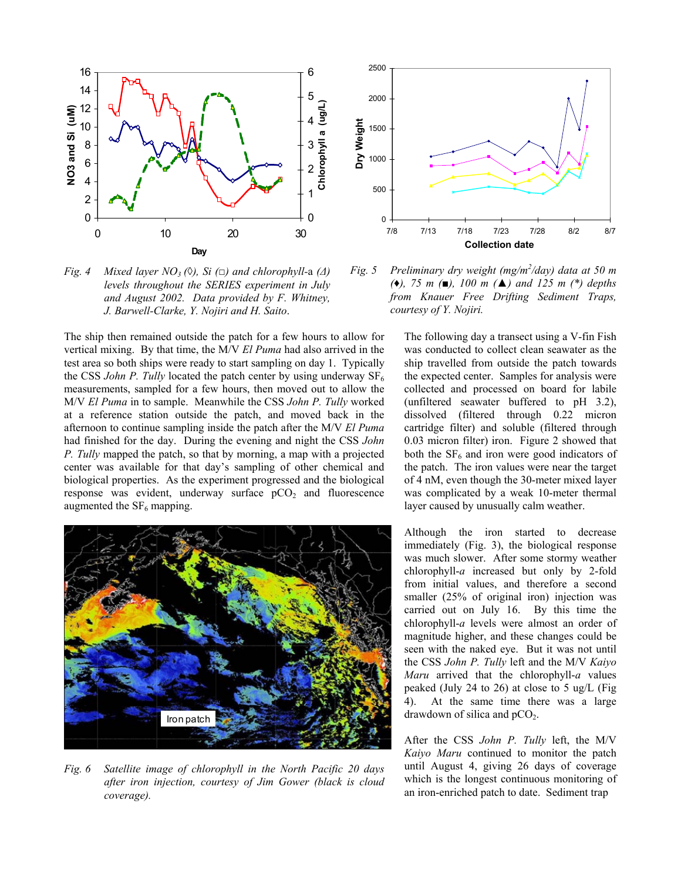*Fig. 4 Mixed layer $NO_3$ (◊), Si (□) and chlorophyll-a (Δ) levels throughout the SERIES experiment in July and August 2002. Data provided by F. Whitney, J. Barwell-Clarke, Y. Nojiri and H. Saito.*

*Fig. 5 Preliminary dry weight (mg/m$^2$/day) data at 50 m (♦), 75 m (■), 100 m (▲) and 125 m (\*) depths from Knauer Free Drifting Sediment Traps, courtesy of Y. Nojiri.*

The ship then remained outside the patch for a few hours to allow for vertical mixing. By that time, the M/V *El Puma* had also arrived in the test area so both ships were ready to start sampling on day 1. Typically the CSS *John P. Tully* located the patch center by using underway $SF_6$ measurements, sampled for a few hours, then moved out to allow the M/V *El Puma* in to sample. Meanwhile the CSS *John P. Tully* worked at a reference station outside the patch, and moved back in the afternoon to continue sampling inside the patch after the M/V *El Puma* had finished for the day. During the evening and night the CSS *John P. Tully* mapped the patch, so that by morning, a map with a projected center was available for that day's sampling of other chemical and biological properties. As the experiment progressed and the biological response was evident, underway surface $pCO_2$ and fluorescence augmented the $SF_6$ mapping.

*Fig. 6 Satellite image of chlorophyll in the North Pacific 20 days after iron injection, courtesy of Jim Gower (black is cloud coverage).*

The following day a transect using a V-fin Fish was conducted to collect clean seawater as the ship travelled from outside the patch towards the expected center. Samples for analysis were collected and processed on board for labile (unfiltered seawater buffered to pH 3.2), dissolved (filtered through 0.22 micron cartridge filter) and soluble (filtered through 0.03 micron filter) iron. Figure 2 showed that both the $SF_6$ and iron were good indicators of the patch. The iron values were near the target of 4 nM, even though the 30-meter mixed layer was complicated by a weak 10-meter thermal layer caused by unusually calm weather.

Although the iron started to decrease immediately (Fig. 3), the biological response was much slower. After some stormy weather chlorophyll-*a* increased but only by 2-fold from initial values, and therefore a second smaller (25% of original iron) injection was carried out on July 16. By this time the chlorophyll-*a* levels were almost an order of magnitude higher, and these changes could be seen with the naked eye. But it was not until the CSS *John P. Tully* left and the M/V *Kaiyo Maru* arrived that the chlorophyll-*a* values peaked (July 24 to 26) at close to 5 ug/L (Fig 4). At the same time there was a large drawdown of silica and $pCO_2$.

After the CSS *John P. Tully* left, the M/V *Kaiyo Maru* continued to monitor the patch until August 4, giving 26 days of coverage which is the longest continuous monitoring of an iron-enriched patch to date. Sediment trap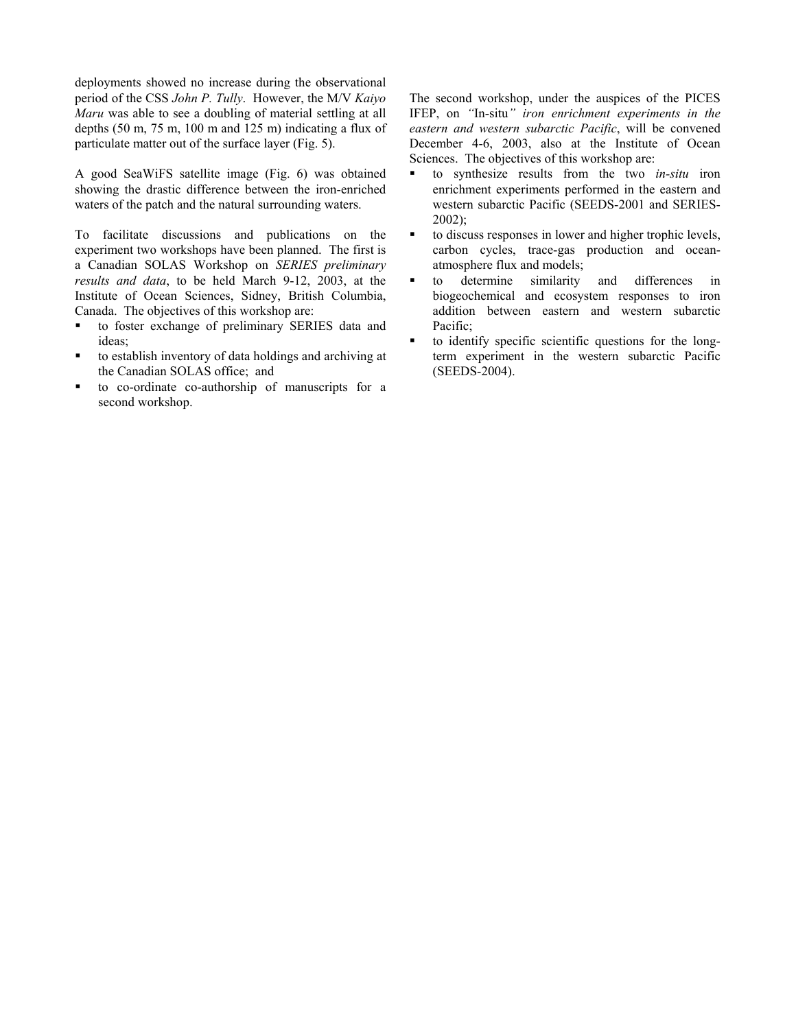deployments showed no increase during the observational period of the CSS *John P. Tully*. However, the M/V *Kaiyo Maru* was able to see a doubling of material settling at all depths (50 m, 75 m, 100 m and 125 m) indicating a flux of particulate matter out of the surface layer (Fig. 5).

A good SeaWiFS satellite image (Fig. 6) was obtained showing the drastic difference between the iron-enriched waters of the patch and the natural surrounding waters.

To facilitate discussions and publications on the experiment two workshops have been planned. The first is a Canadian SOLAS Workshop on *SERIES preliminary results and data*, to be held March 9-12, 2003, at the Institute of Ocean Sciences, Sidney, British Columbia, Canada. The objectives of this workshop are:

- to foster exchange of preliminary SERIES data and ideas;
- to establish inventory of data holdings and archiving at the Canadian SOLAS office; and
- to co-ordinate co-authorship of manuscripts for a second workshop.

The second workshop, under the auspices of the PICES IFEP, on *"*In-situ*" iron enrichment experiments in the eastern and western subarctic Pacific*, will be convened December 4-6, 2003, also at the Institute of Ocean Sciences. The objectives of this workshop are:

- to synthesize results from the two *in-situ* iron enrichment experiments performed in the eastern and western subarctic Pacific (SEEDS-2001 and SERIES-2002);
- to discuss responses in lower and higher trophic levels, carbon cycles, trace-gas production and ocean-atmosphere flux and models;
- to determine similarity and differences in biogeochemical and ecosystem responses to iron addition between eastern and western subarctic Pacific;
- to identify specific scientific questions for the long-term experiment in the western subarctic Pacific (SEEDS-2004).